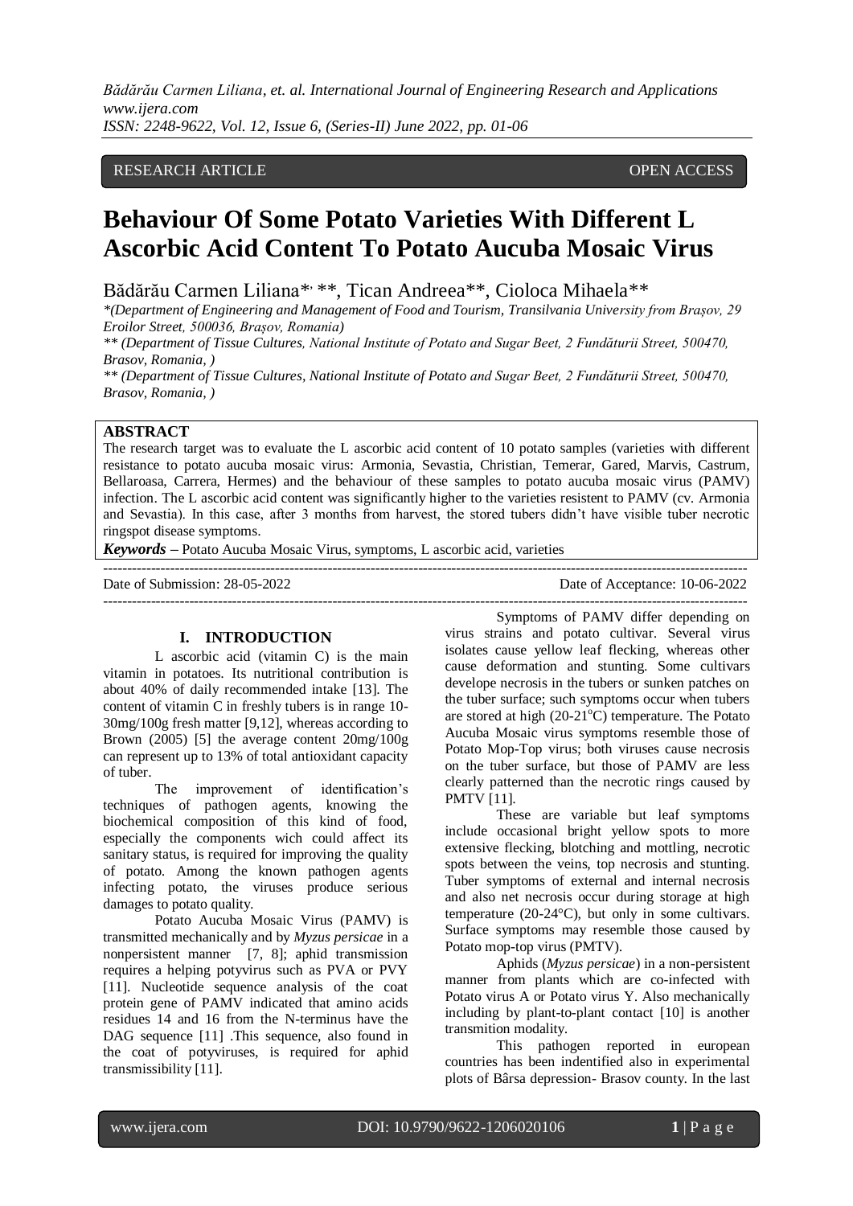RESEARCH ARTICLE OPEN ACCESS

# Behaviour Of Some Potato Varieties With Different L Ascorbic Acid Content To Potato Aucuba Mosaic Virus

Bădărău Carmen Liliana*, **, Tican Andreea**, Cioloca Mihaela**

*(Department of Engineering and Management of Food and Tourism, Transilvania University from Brașov, 29 Eroilor Street, 500036, Brașov, Romania)

** (Department of Tissue Cultures, National Institute of Potato and Sugar Beet, 2 Fundăturii Street, 500470, Brasov, Romania, )

** (Department of Tissue Cultures, National Institute of Potato and Sugar Beet, 2 Fundăturii Street, 500470, Brasov, Romania, )

## ABSTRACT

The research target was to evaluate the L ascorbic acid content of 10 potato samples (varieties with different resistance to potato aucuba mosaic virus: Armonia, Sevastia, Christian, Temerar, Gared, Marvis, Castrum, Bellaroasa, Carrera, Hermes) and the behaviour of these samples to potato aucuba mosaic virus (PAMV) infection. The L ascorbic acid content was significantly higher to the varieties resistent to PAMV (cv. Armonia and Sevastia). In this case, after 3 months from harvest, the stored tubers didn't have visible tuber necrotic ringspot disease symptoms.

***Keywords*** **–** Potato Aucuba Mosaic Virus, symptoms, L ascorbic acid, varieties

Date of Submission: 28-05-2022 Date of Acceptance: 10-06-2022

## I. INTRODUCTION

L ascorbic acid (vitamin C) is the main vitamin in potatoes. Its nutritional contribution is about 40% of daily recommended intake [13]. The content of vitamin C in freshly tubers is in range 10-30mg/100g fresh matter [9,12], whereas according to Brown (2005) [5] the average content 20mg/100g can represent up to 13% of total antioxidant capacity of tuber.

The improvement of identification's techniques of pathogen agents, knowing the biochemical composition of this kind of food, especially the components wich could affect its sanitary status, is required for improving the quality of potato. Among the known pathogen agents infecting potato, the viruses produce serious damages to potato quality.

Potato Aucuba Mosaic Virus (PAMV) is transmitted mechanically and by *Myzus persicae* in a nonpersistent manner [7, 8]; aphid transmission requires a helping potyvirus such as PVA or PVY [11]. Nucleotide sequence analysis of the coat protein gene of PAMV indicated that amino acids residues 14 and 16 from the N-terminus have the DAG sequence [11] .This sequence, also found in the coat of potyviruses, is required for aphid transmissibility [11].

Symptoms of PAMV differ depending on virus strains and potato cultivar. Several virus isolates cause yellow leaf flecking, whereas other cause deformation and stunting. Some cultivars develope necrosis in the tubers or sunken patches on the tuber surface; such symptoms occur when tubers are stored at high (20-21$^{o}$C) temperature. The Potato Aucuba Mosaic virus symptoms resemble those of Potato Mop-Top virus; both viruses cause necrosis on the tuber surface, but those of PAMV are less clearly patterned than the necrotic rings caused by PMTV [11].

These are variable but leaf symptoms include occasional bright yellow spots to more extensive flecking, blotching and mottling, necrotic spots between the veins, top necrosis and stunting. Tuber symptoms of external and internal necrosis and also net necrosis occur during storage at high temperature (20-24°C), but only in some cultivars. Surface symptoms may resemble those caused by Potato mop-top virus (PMTV).

Aphids (*Myzus persicae*) in a non-persistent manner from plants which are co-infected with Potato virus A or Potato virus Y. Also mechanically including by plant-to-plant contact [10] is another transmition modality.

This pathogen reported in european countries has been indentified also in experimental plots of Bârsa depression- Brasov county. In the last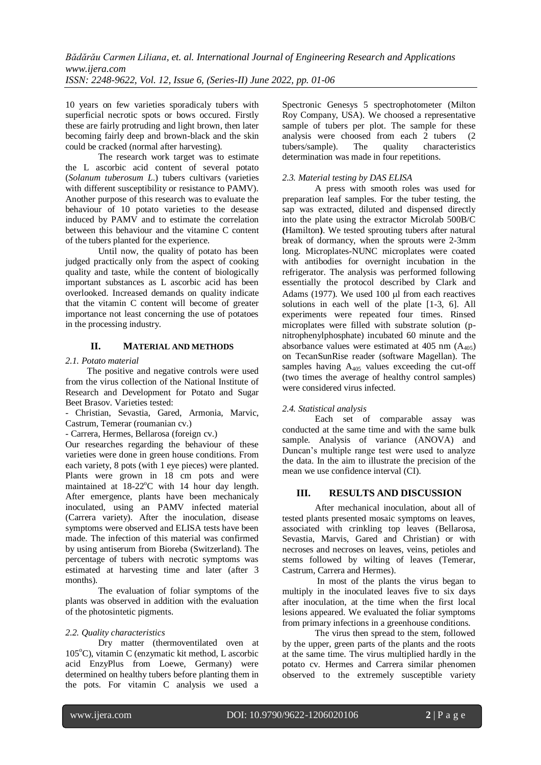10 years on few varieties sporadicaly tubers with superficial necrotic spots or bows occured. Firstly these are fairly protruding and light brown, then later becoming fairly deep and brown-black and the skin could be cracked (normal after harvesting).

The research work target was to estimate the L ascorbic acid content of several potato (*Solanum tuberosum L*.) tubers cultivars (varieties with different susceptibility or resistance to PAMV). Another purpose of this research was to evaluate the behaviour of 10 potato varieties to the desease induced by PAMV and to estimate the correlation between this behaviour and the vitamine C content of the tubers planted for the experience.

Until now, the quality of potato has been judged practically only from the aspect of cooking quality and taste, while the content of biologically important substances as L ascorbic acid has been overlooked. Increased demands on quality indicate that the vitamin C content will become of greater importance not least concerning the use of potatoes in the processing industry.

## II. MATERIAL AND METHODS

### *2.1. Potato material*

The positive and negative controls were used from the virus collection of the National Institute of Research and Development for Potato and Sugar Beet Brasov. Varieties tested:

- Christian, Sevastia, Gared, Armonia, Marvic, Castrum, Temerar (roumanian cv.)
- Carrera, Hermes, Bellarosa (foreign cv.)

Our researches regarding the behaviour of these varieties were done in green house conditions. From each variety, 8 pots (with 1 eye pieces) were planted. Plants were grown in 18 cm pots and were maintained at 18-22°C with 14 hour day length. After emergence, plants have been mechanicaly inoculated, using an PAMV infected material (Carrera variety). After the inoculation, disease symptoms were observed and ELISA tests have been made. The infection of this material was confirmed by using antiserum from Bioreba (Switzerland). The percentage of tubers with necrotic symptoms was estimated at harvesting time and later (after 3 months).

The evaluation of foliar symptoms of the plants was observed in addition with the evaluation of the photosintetic pigments.

### *2.2. Quality characteristics*

Dry matter (thermoventilated oven at 105°C), vitamin C (enzymatic kit method, L ascorbic acid EnzyPlus from Loewe, Germany) were determined on healthy tubers before planting them in the pots. For vitamin C analysis we used a Spectronic Genesys 5 spectrophotometer (Milton Roy Company, USA). We choosed a representative sample of tubers per plot. The sample for these analysis were choosed from each 2 tubers (2 tubers/sample). The quality characteristics determination was made in four repetitions.

### *2.3. Material testing by DAS ELISA*

A press with smooth roles was used for preparation leaf samples. For the tuber testing, the sap was extracted, diluted and dispensed directly into the plate using the extractor Microlab 500B/C **(**Hamilton**)**. We tested sprouting tubers after natural break of dormancy, when the sprouts were 2-3mm long. Microplates-NUNC microplates were coated with antibodies for overnight incubation in the refrigerator. The analysis was performed following essentially the protocol described by Clark and Adams (1977). We used 100 μl from each reactives solutions in each well of the plate [1-3, 6]. All experiments were repeated four times. Rinsed microplates were filled with substrate solution (p-nitrophenylphosphate) incubated 60 minute and the absorbance values were estimated at 405 nm ($A_{405}$) on TecanSunRise reader (software Magellan). The samples having $A_{405}$ values exceeding the cut-off (two times the average of healthy control samples) were considered virus infected.

### *2.4. Statistical analysis*

Each set of comparable assay was conducted at the same time and with the same bulk sample. Analysis of variance (ANOVA) and Duncan's multiple range test were used to analyze the data. In the aim to illustrate the precision of the mean we use confidence interval (CI).

## III. RESULTS AND DISCUSSION

After mechanical inoculation, about all of tested plants presented mosaic symptoms on leaves, associated with crinkling top leaves (Bellarosa, Sevastia, Marvis, Gared and Christian) or with necroses and necroses on leaves, veins, petioles and stems followed by wilting of leaves (Temerar, Castrum, Carrera and Hermes).

In most of the plants the virus began to multiply in the inoculated leaves five to six days after inoculation, at the time when the first local lesions appeared. We evaluated the foliar symptoms from primary infections in a greenhouse conditions.

The virus then spread to the stem, followed by the upper, green parts of the plants and the roots at the same time. The virus multiplied hardly in the potato cv. Hermes and Carrera similar phenomen observed to the extremely susceptible variety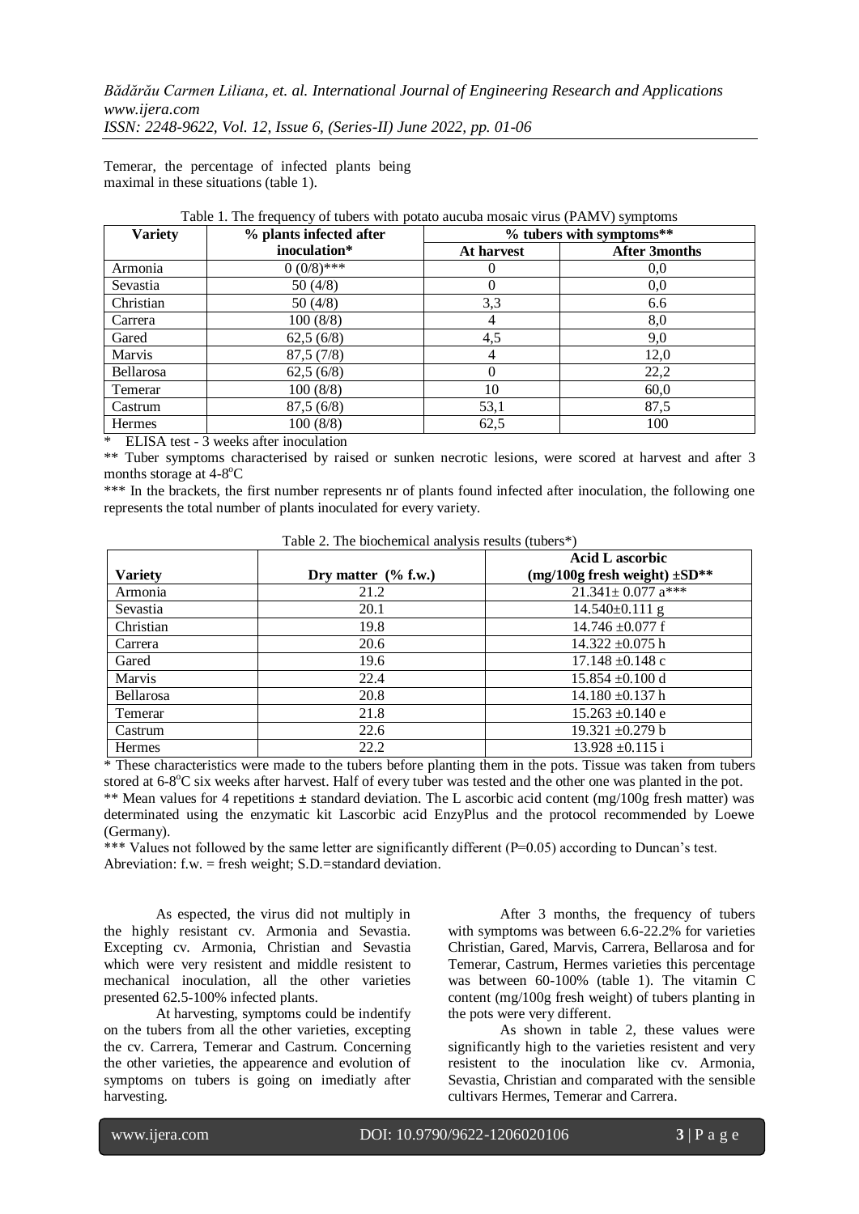Temerar, the percentage of infected plants being maximal in these situations (table 1).

Table 1. The frequency of tubers with potato aucuba mosaic virus (PAMV) symptoms

| Variety | % plants infected after inoculation* | % tubers with symptoms** | |
|---|---|---|---|
| | | At harvest | After 3months |
| Armonia | 0 (0/8)*** | 0 | 0,0 |
| Sevastia | 50 (4/8) | 0 | 0,0 |
| Christian | 50 (4/8) | 3,3 | 6.6 |
| Carrera | 100 (8/8) | 4 | 8,0 |
| Gared | 62,5 (6/8) | 4,5 | 9,0 |
| Marvis | 87,5 (7/8) | 4 | 12,0 |
| Bellarosa | 62,5 (6/8) | 0 | 22,2 |
| Temerar | 100 (8/8) | 10 | 60,0 |
| Castrum | 87,5 (6/8) | 53,1 | 87,5 |
| Hermes | 100 (8/8) | 62,5 | 100 |

\* ELISA test - 3 weeks after inoculation

** Tuber symptoms characterised by raised or sunken necrotic lesions, were scored at harvest and after 3 months storage at 4-8°C

*** In the brackets, the first number represents nr of plants found infected after inoculation, the following one represents the total number of plants inoculated for every variety.

Table 2. The biochemical analysis results (tubers*)

| Variety | Dry matter (% f.w.) | Acid L ascorbic (mg/100g fresh weight) ±SD** |
|---|---|---|
| Armonia | 21.2 | 21.341± 0.077 a*** |
| Sevastia | 20.1 | 14.540±0.111 g |
| Christian | 19.8 | 14.746 ±0.077 f |
| Carrera | 20.6 | 14.322 ±0.075 h |
| Gared | 19.6 | 17.148 ±0.148 c |
| Marvis | 22.4 | 15.854 ±0.100 d |
| Bellarosa | 20.8 | 14.180 ±0.137 h |
| Temerar | 21.8 | 15.263 ±0.140 e |
| Castrum | 22.6 | 19.321 ±0.279 b |
| Hermes | 22.2 | 13.928 ±0.115 i |

\* These characteristics were made to the tubers before planting them in the pots. Tissue was taken from tubers stored at 6-8°C six weeks after harvest. Half of every tuber was tested and the other one was planted in the pot.

** Mean values for 4 repetitions ± standard deviation. The L ascorbic acid content (mg/100g fresh matter) was determinated using the enzymatic kit Lascorbic acid EnzyPlus and the protocol recommended by Loewe (Germany).

*** Values not followed by the same letter are significantly different (P=0.05) according to Duncan's test.

Abreviation: f.w. = fresh weight; S.D.=standard deviation.

As espected, the virus did not multiply in the highly resistant cv. Armonia and Sevastia. Excepting cv. Armonia, Christian and Sevastia which were very resistent and middle resistent to mechanical inoculation, all the other varieties presented 62.5-100% infected plants.

At harvesting, symptoms could be indentify on the tubers from all the other varieties, excepting the cv. Carrera, Temerar and Castrum. Concerning the other varieties, the appearence and evolution of symptoms on tubers is going on imediatly after harvesting.

After 3 months, the frequency of tubers with symptoms was between 6.6-22.2% for varieties Christian, Gared, Marvis, Carrera, Bellarosa and for Temerar, Castrum, Hermes varieties this percentage was between 60-100% (table 1). The vitamin C content (mg/100g fresh weight) of tubers planting in the pots were very different.

As shown in table 2, these values were significantly high to the varieties resistent and very resistent to the inoculation like cv. Armonia, Sevastia, Christian and comparated with the sensible cultivars Hermes, Temerar and Carrera.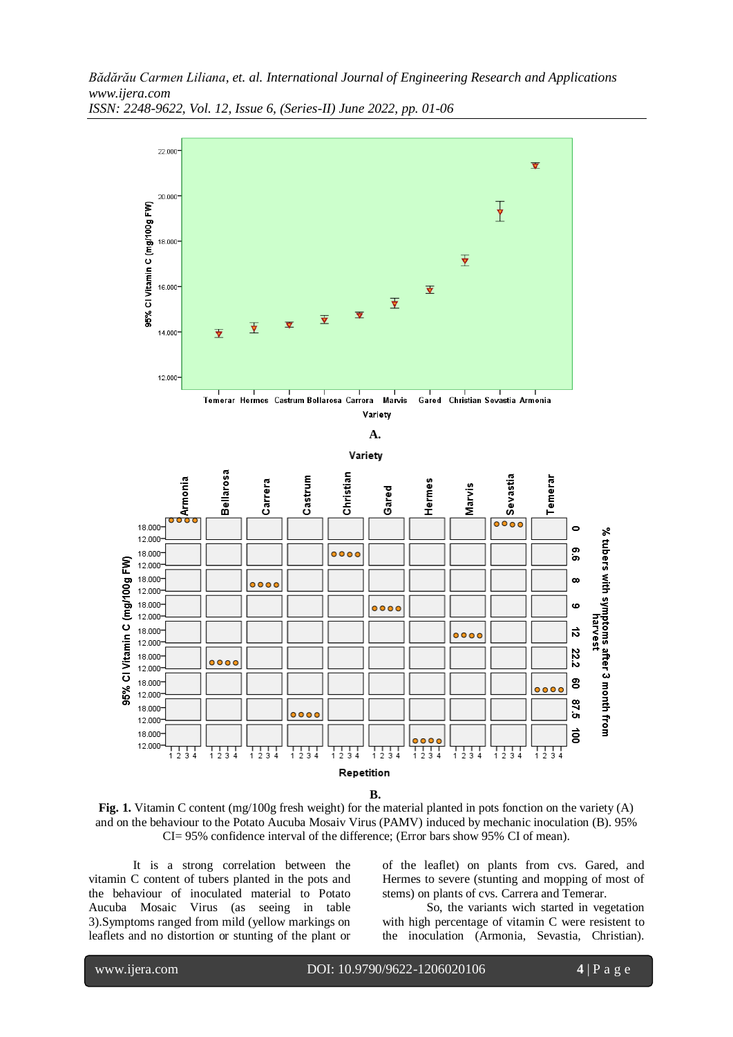**A.**

**B.**

**Fig. 1.** Vitamin C content (mg/100g fresh weight) for the material planted in pots fonction on the variety (A) and on the behaviour to the Potato Aucuba Mosaiv Virus (PAMV) induced by mechanic inoculation (B). 95% CI= 95% confidence interval of the difference; (Error bars show 95% CI of mean).

It is a strong correlation between the vitamin C content of tubers planted in the pots and the behaviour of inoculated material to Potato Aucuba Mosaic Virus (as seeing in table 3).Symptoms ranged from mild (yellow markings on leaflets and no distortion or stunting of the plant or of the leaflet) on plants from cvs. Gared, and Hermes to severe (stunting and mopping of most of stems) on plants of cvs. Carrera and Temerar.

So, the variants wich started in vegetation with high percentage of vitamin C were resistent to the inoculation (Armonia, Sevastia, Christian).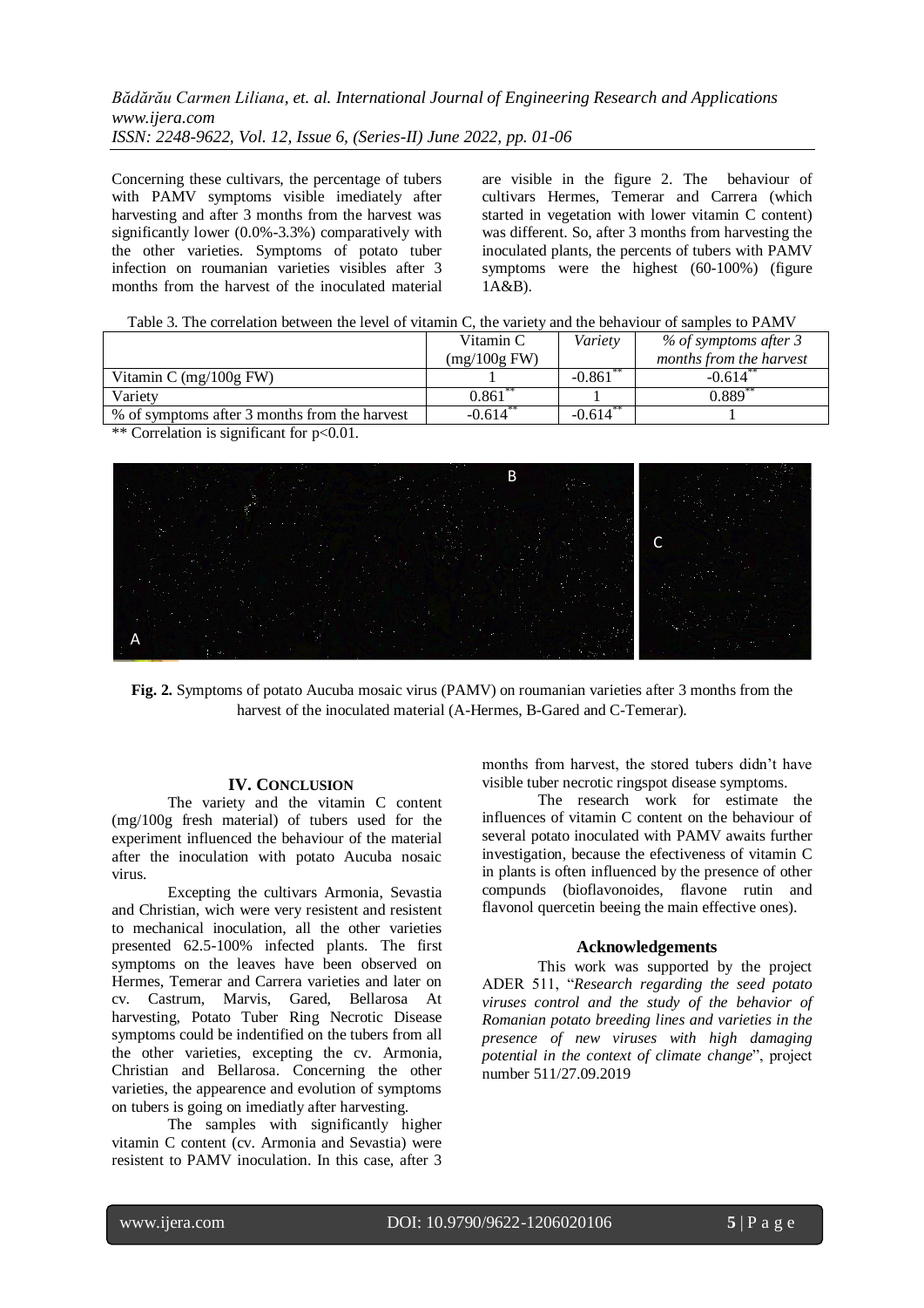Concerning these cultivars, the percentage of tubers with PAMV symptoms visible imediately after harvesting and after 3 months from the harvest was significantly lower (0.0%-3.3%) comparatively with the other varieties. Symptoms of potato tuber infection on roumanian varieties visibles after 3 months from the harvest of the inoculated material are visible in the figure 2. The behaviour of cultivars Hermes, Temerar and Carrera (which started in vegetation with lower vitamin C content) was different. So, after 3 months from harvesting the inoculated plants, the percents of tubers with PAMV symptoms were the highest (60-100%) (figure 1A&B).

Table 3. The correlation between the level of vitamin C, the variety and the behaviour of samples to PAMV

| | Vitamin C (mg/100g FW) | *Variety* | *% of symptoms after 3 months from the harvest* |
|---|---|---|---|
| Vitamin C (mg/100g FW) | 1 | -0.861** | -0.614** |
| Variety | 0.861** | 1 | 0.889** |
| % of symptoms after 3 months from the harvest | -0.614** | -0.614** | 1 |

** Correlation is significant for $p<0.01$.

**Fig. 2.** Symptoms of potato Aucuba mosaic virus (PAMV) on roumanian varieties after 3 months from the harvest of the inoculated material (A-Hermes, B-Gared and C-Temerar).

## IV. Conclusion

The variety and the vitamin C content (mg/100g fresh material) of tubers used for the experiment influenced the behaviour of the material after the inoculation with potato Aucuba nosaic virus.

Excepting the cultivars Armonia, Sevastia and Christian, wich were very resistent and resistent to mechanical inoculation, all the other varieties presented 62.5-100% infected plants. The first symptoms on the leaves have been observed on Hermes, Temerar and Carrera varieties and later on cv. Castrum, Marvis, Gared, Bellarosa At harvesting, Potato Tuber Ring Necrotic Disease symptoms could be indentified on the tubers from all the other varieties, excepting the cv. Armonia, Christian and Bellarosa. Concerning the other varieties, the appearence and evolution of symptoms on tubers is going on imediatly after harvesting.

The samples with significantly higher vitamin C content (cv. Armonia and Sevastia) were resistent to PAMV inoculation. In this case, after 3 months from harvest, the stored tubers didn't have visible tuber necrotic ringspot disease symptoms.

The research work for estimate the influences of vitamin C content on the behaviour of several potato inoculated with PAMV awaits further investigation, because the efectiveness of vitamin C in plants is often influenced by the presence of other compunds (bioflavonoides, flavone rutin and flavonol quercetin beeing the main effective ones).

### Acknowledgements

This work was supported by the project ADER 511, "*Research regarding the seed potato viruses control and the study of the behavior of Romanian potato breeding lines and varieties in the presence of new viruses with high damaging potential in the context of climate change*", project number 511/27.09.2019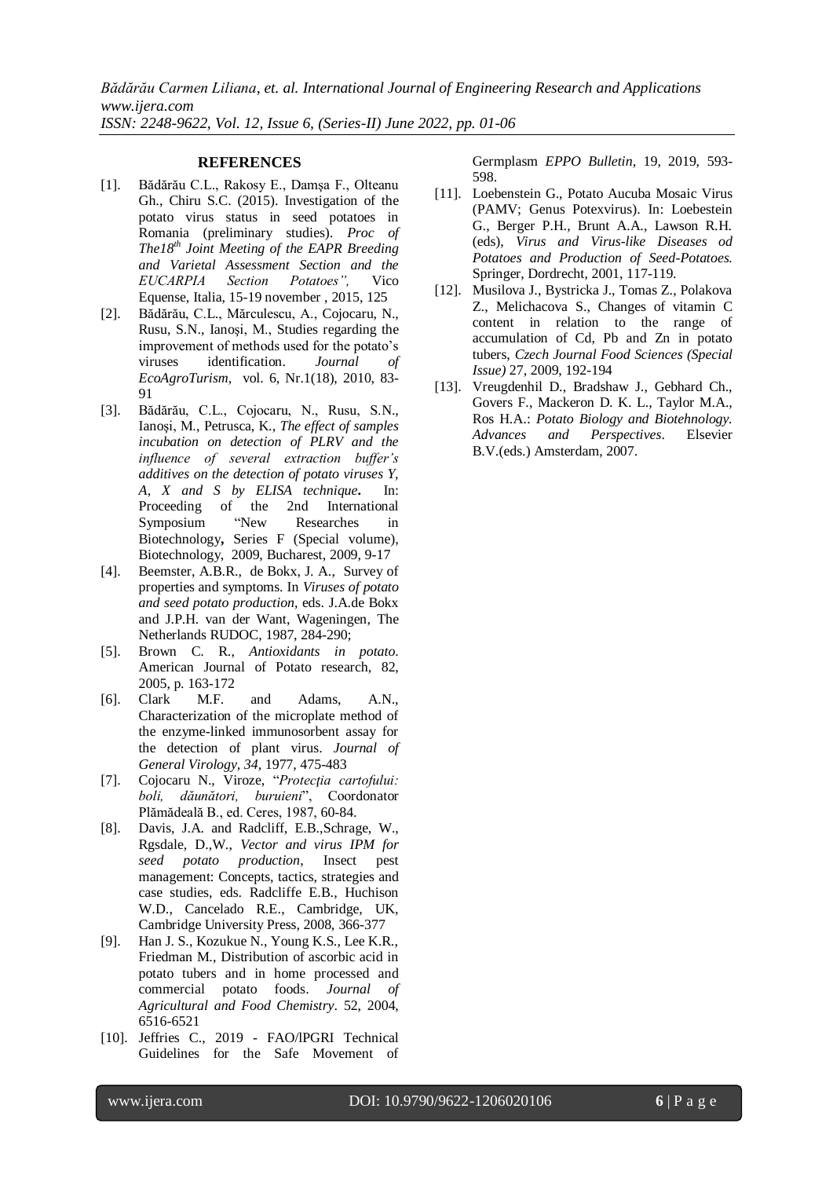## REFERENCES

[1]. Bădărău C.L., Rakosy E., Damşa F., Olteanu Gh., Chiru S.C. (2015). Investigation of the potato virus status in seed potatoes in Romania (preliminary studies). *Proc of The18th Joint Meeting of the EAPR Breeding and Varietal Assessment Section and the EUCARPIA Section Potatoes",* Vico Equense, Italia, 15-19 november , 2015, 125

[2]. Bădărău, C.L., Mărculescu, A., Cojocaru, N., Rusu, S.N., Ianoşi, M., Studies regarding the improvement of methods used for the potato's viruses identification. *Journal of EcoAgroTurism*, vol. 6, Nr.1(18), 2010, 83-91

[3]. Bădărău, C.L., Cojocaru, N., Rusu, S.N., Ianoşi, M., Petrusca, K., *The effect of samples incubation on detection of PLRV and the influence of several extraction buffer's additives on the detection of potato viruses Y, A, X and S by ELISA technique***.** In: Proceeding of the 2nd International Symposium "New Researches in Biotechnology**,** Series F (Special volume), Biotechnology, 2009, Bucharest, 2009, 9-17

[4]. Beemster, A.B.R., de Bokx, J. A., Survey of properties and symptoms. In *Viruses of potato and seed potato production*, eds. J.A.de Bokx and J.P.H. van der Want, Wageningen, The Netherlands RUDOC, 1987, 284-290;

[5]. Brown C. R., *Antioxidants in potato*. American Journal of Potato research, 82, 2005, p. 163-172

[6]. Clark M.F. and Adams, A.N., Characterization of the microplate method of the enzyme-linked immunosorbent assay for the detection of plant virus. *Journal of General Virology, 34*, 1977, 475-483

[7]. Cojocaru N., Viroze, "*Protecţia cartofului: boli, dăunători, buruieni*", Coordonator Plămădeală B., ed. Ceres, 1987, 60-84.

[8]. Davis, J.A. and Radcliff, E.B.,Schrage, W., Rgsdale, D.,W., *Vector and virus IPM for seed potato production*, Insect pest management: Concepts, tactics, strategies and case studies, eds. Radcliffe E.B., Huchison W.D., Cancelado R.E., Cambridge, UK, Cambridge University Press, 2008, 366-377

[9]. Han J. S., Kozukue N., Young K.S., Lee K.R., Friedman M., Distribution of ascorbic acid in potato tubers and in home processed and commercial potato foods. *Journal of Agricultural and Food Chemistry*. 52, 2004, 6516-6521

[10]. Jeffries C., 2019 - FAO/lPGRI Technical Guidelines for the Safe Movement of Germplasm *EPPO Bulletin*, 19, 2019, 593-598.

[11]. Loebenstein G., Potato Aucuba Mosaic Virus (PAMV; Genus Potexvirus). In: Loebestein G., Berger P.H., Brunt A.A., Lawson R.H. (eds), *Virus and Virus-like Diseases od Potatoes and Production of Seed-Potatoes.* Springer, Dordrecht, 2001, 117-119.

[12]. Musilova J., Bystricka J., Tomas Z., Polakova Z., Melichacova S., Changes of vitamin C content in relation to the range of accumulation of Cd, Pb and Zn in potato tubers, *Czech Journal Food Sciences (Special Issue)* 27, 2009, 192-194

[13]. Vreugdenhil D., Bradshaw J., Gebhard Ch., Govers F., Mackeron D. K. L., Taylor M.A., Ros H.A.: *Potato Biology and Biotehnology. Advances and Perspectives*. Elsevier B.V.(eds.) Amsterdam, 2007.